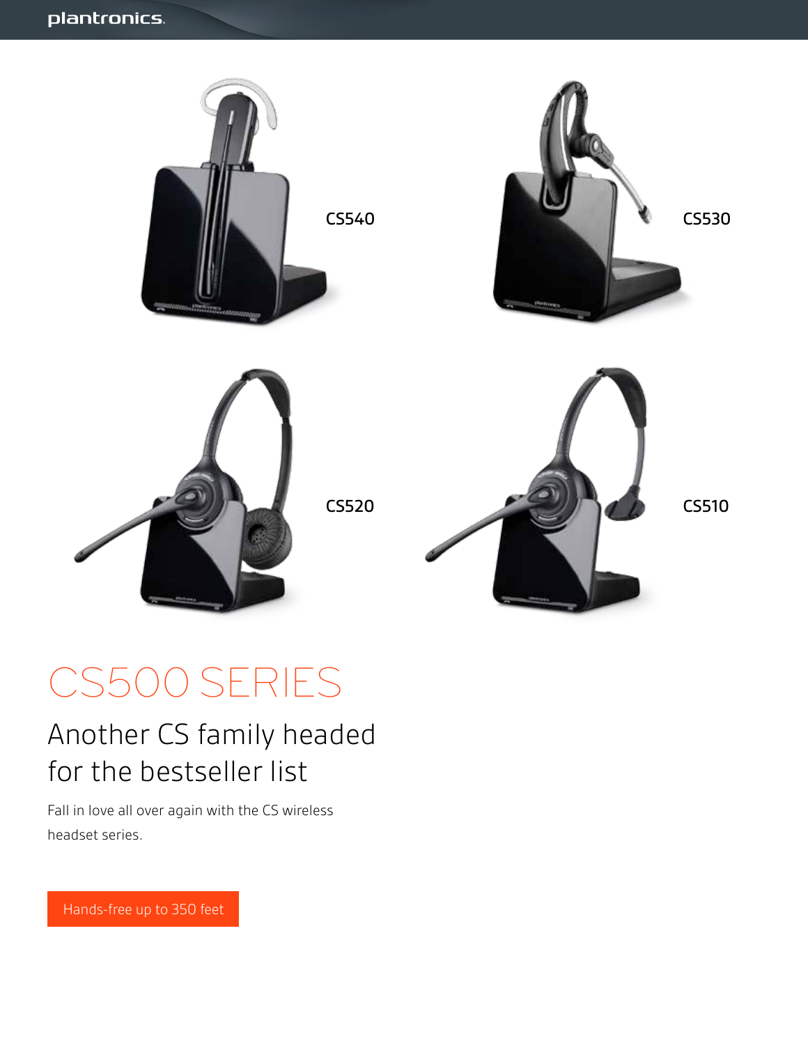CS540

CS530

CS520

CS510

# CS500 SERIES

## Another CS family headed for the bestseller list

Fall in love all over again with the CS wireless headset series.

Hands-free up to 350 feet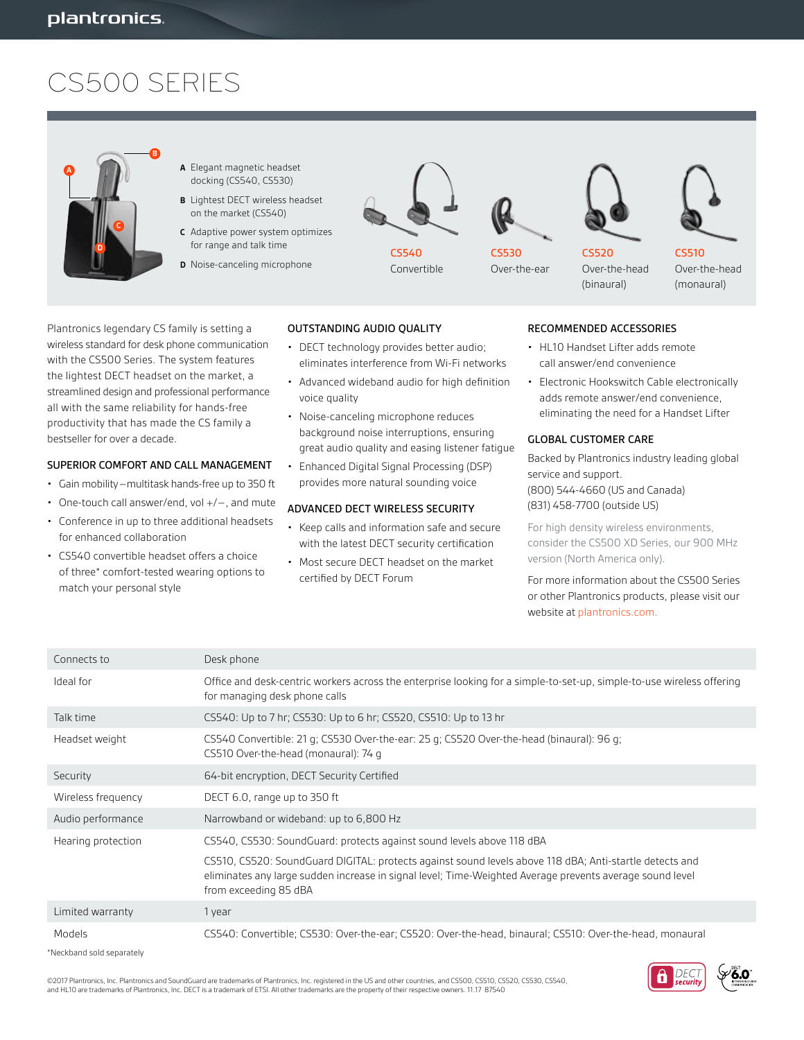# CS500 SERIES

A Elegant magnetic headset docking (CS540, CS530)

B Lightest DECT wireless headset on the market (CS540)

C Adaptive power system optimizes for range and talk time

D Noise-canceling microphone

CS540
Convertible

CS530
Over-the-ear

CS520
Over-the-head (binaural)

CS510
Over-the-head (monaural)

Plantronics legendary CS family is setting a wireless standard for desk phone communication with the CS500 Series. The system features the lightest DECT headset on the market, a streamlined design and professional performance all with the same reliability for hands-free productivity that has made the CS family a bestseller for over a decade.

## SUPERIOR COMFORT AND CALL MANAGEMENT

- Gain mobility – multitask hands-free up to 350 ft
- One-touch call answer/end, vol +/–, and mute
- Conference in up to three additional headsets for enhanced collaboration
- CS540 convertible headset offers a choice of three* comfort-tested wearing options to match your personal style

## OUTSTANDING AUDIO QUALITY

- DECT technology provides better audio; eliminates interference from Wi-Fi networks
- Advanced wideband audio for high definition voice quality
- Noise-canceling microphone reduces background noise interruptions, ensuring great audio quality and easing listener fatigue
- Enhanced Digital Signal Processing (DSP) provides more natural sounding voice

## ADVANCED DECT WIRELESS SECURITY

- Keep calls and information safe and secure with the latest DECT security certification
- Most secure DECT headset on the market certified by DECT Forum

## RECOMMENDED ACCESSORIES

- HL10 Handset Lifter adds remote call answer/end convenience
- Electronic Hookswitch Cable electronically adds remote answer/end convenience, eliminating the need for a Handset Lifter

## GLOBAL CUSTOMER CARE

Backed by Plantronics industry leading global service and support.
(800) 544-4660 (US and Canada)
(831) 458-7700 (outside US)

For high density wireless environments, consider the CS500 XD Series, our 900 MHz version (North America only).

For more information about the CS500 Series or other Plantronics products, please visit our website at plantronics.com.

| | |
|---|---|
| Connects to | Desk phone |
| Ideal for | Office and desk-centric workers across the enterprise looking for a simple-to-set-up, simple-to-use wireless offering for managing desk phone calls |
| Talk time | CS540: Up to 7 hr; CS530: Up to 6 hr; CS520, CS510: Up to 13 hr |
| Headset weight | CS540 Convertible: 21 g; CS530 Over-the-ear: 25 g; CS520 Over-the-head (binaural): 96 g; CS510 Over-the-head (monaural): 74 g |
| Security | 64-bit encryption, DECT Security Certified |
| Wireless frequency | DECT 6.0, range up to 350 ft |
| Audio performance | Narrowband or wideband: up to 6,800 Hz |
| Hearing protection | CS540, CS530: SoundGuard: protects against sound levels above 118 dBA<br>CS510, CS520: SoundGuard DIGITAL: protects against sound levels above 118 dBA; Anti-startle detects and eliminates any large sudden increase in signal level; Time-Weighted Average prevents average sound level from exceeding 85 dBA |
| Limited warranty | 1 year |
| Models | CS540: Convertible; CS530: Over-the-ear; CS520: Over-the-head, binaural; CS510: Over-the-head, monaural |

*Neckband sold separately

©2017 Plantronics, Inc. Plantronics and SoundGuard are trademarks of Plantronics, Inc. registered in the US and other countries, and CS500, CS510, CS520, CS530, CS540, and HL10 are trademarks of Plantronics, Inc. DECT is a trademark of ETSI. All other trademarks are the property of their respective owners. 11.17 87540